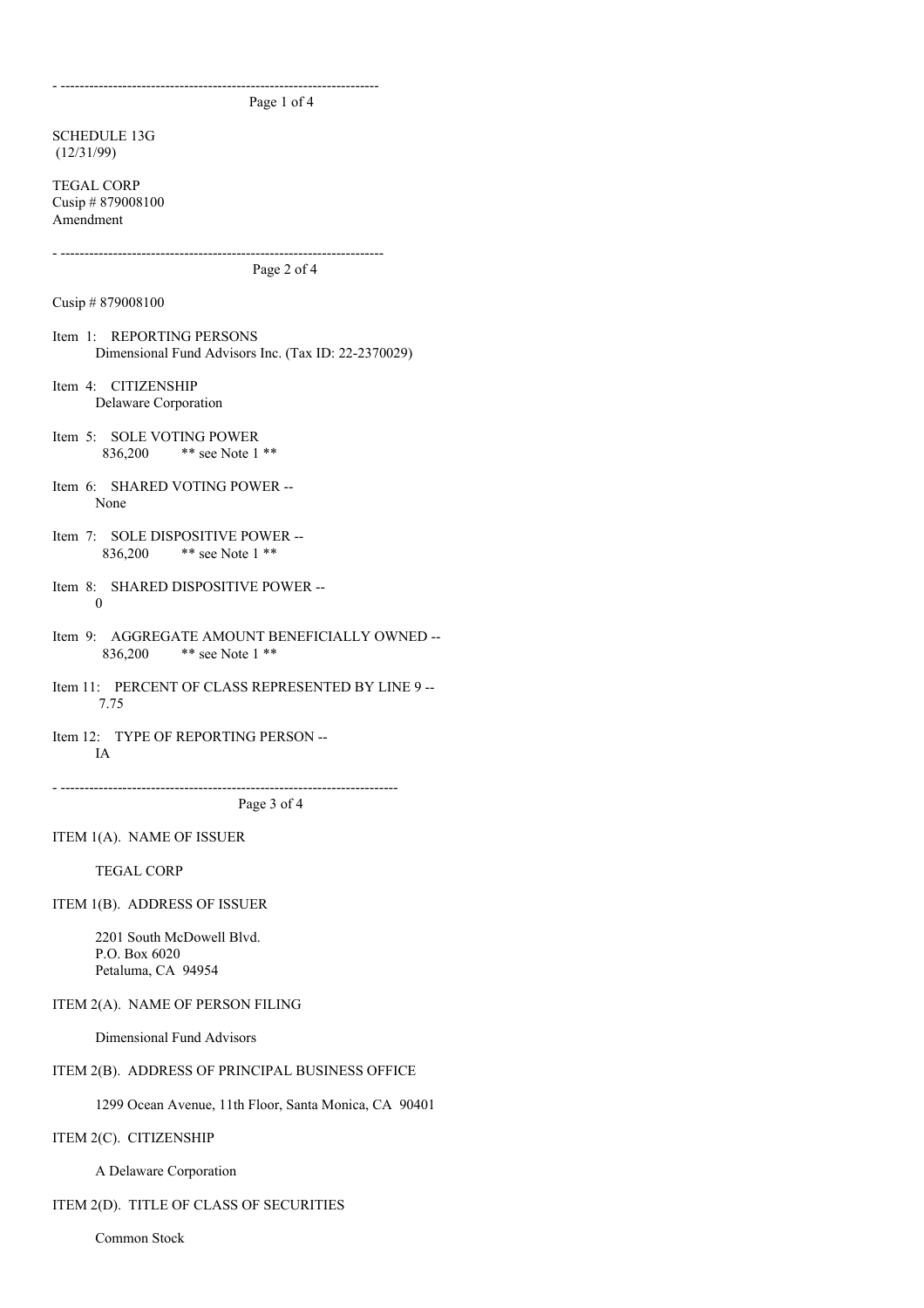SCHEDULE 13G
(12/31/99)

TEGAL CORP
Cusip # 879008100
Amendment

---

Cusip # 879008100

Item 1: REPORTING PERSONS
Dimensional Fund Advisors Inc. (Tax ID: 22-2370029)

Item 4: CITIZENSHIP
Delaware Corporation

Item 5: SOLE VOTING POWER
836,200 ** see Note 1 **

Item 6: SHARED VOTING POWER --
None

Item 7: SOLE DISPOSITIVE POWER --
836,200 ** see Note 1 **

Item 8: SHARED DISPOSITIVE POWER --
0

Item 9: AGGREGATE AMOUNT BENEFICIALLY OWNED --
836,200 ** see Note 1 **

Item 11: PERCENT OF CLASS REPRESENTED BY LINE 9 --
7.75

Item 12: TYPE OF REPORTING PERSON --
IA

---

ITEM 1(A). NAME OF ISSUER

TEGAL CORP

ITEM 1(B). ADDRESS OF ISSUER

2201 South McDowell Blvd.
P.O. Box 6020
Petaluma, CA 94954

ITEM 2(A). NAME OF PERSON FILING

Dimensional Fund Advisors

ITEM 2(B). ADDRESS OF PRINCIPAL BUSINESS OFFICE

1299 Ocean Avenue, 11th Floor, Santa Monica, CA 90401

ITEM 2(C). CITIZENSHIP

A Delaware Corporation

ITEM 2(D). TITLE OF CLASS OF SECURITIES

Common Stock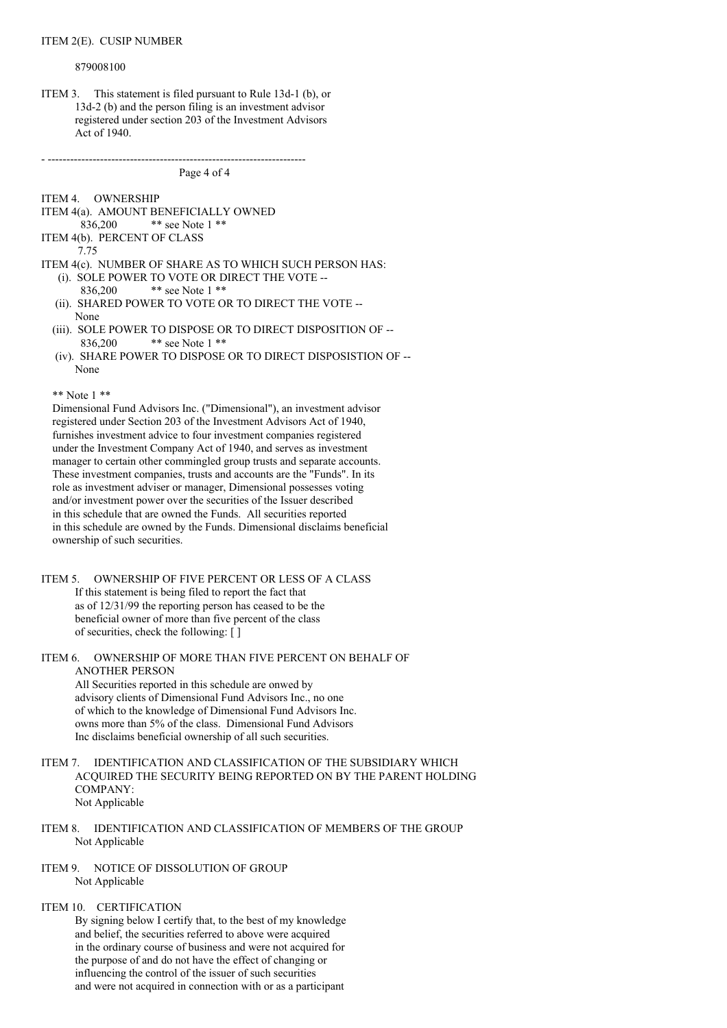ITEM 2(E). CUSIP NUMBER

879008100

ITEM 3. This statement is filed pursuant to Rule 13d-1 (b), or 13d-2 (b) and the person filing is an investment advisor registered under section 203 of the Investment Advisors Act of 1940.

ITEM 4. OWNERSHIP

ITEM 4(a). AMOUNT BENEFICIALLY OWNED
836,200 ** see Note 1 **

ITEM 4(b). PERCENT OF CLASS
7.75

ITEM 4(c). NUMBER OF SHARE AS TO WHICH SUCH PERSON HAS:

(i). SOLE POWER TO VOTE OR DIRECT THE VOTE --
836,200 ** see Note 1 **

(ii). SHARED POWER TO VOTE OR TO DIRECT THE VOTE --
None

(iii). SOLE POWER TO DISPOSE OR TO DIRECT DISPOSITION OF --
836,200 ** see Note 1 **

(iv). SHARE POWER TO DISPOSE OR TO DIRECT DISPOSISTION OF --
None

** Note 1 **

Dimensional Fund Advisors Inc. ("Dimensional"), an investment advisor registered under Section 203 of the Investment Advisors Act of 1940, furnishes investment advice to four investment companies registered under the Investment Company Act of 1940, and serves as investment manager to certain other commingled group trusts and separate accounts. These investment companies, trusts and accounts are the "Funds". In its role as investment adviser or manager, Dimensional possesses voting and/or investment power over the securities of the Issuer described in this schedule that are owned the Funds. All securities reported in this schedule are owned by the Funds. Dimensional disclaims beneficial ownership of such securities.

ITEM 5. OWNERSHIP OF FIVE PERCENT OR LESS OF A CLASS
If this statement is being filed to report the fact that as of 12/31/99 the reporting person has ceased to be the beneficial owner of more than five percent of the class of securities, check the following: [ ]

ITEM 6. OWNERSHIP OF MORE THAN FIVE PERCENT ON BEHALF OF ANOTHER PERSON
All Securities reported in this schedule are onwed by advisory clients of Dimensional Fund Advisors Inc., no one of which to the knowledge of Dimensional Fund Advisors Inc. owns more than 5% of the class. Dimensional Fund Advisors Inc disclaims beneficial ownership of all such securities.

ITEM 7. IDENTIFICATION AND CLASSIFICATION OF THE SUBSIDIARY WHICH ACQUIRED THE SECURITY BEING REPORTED ON BY THE PARENT HOLDING COMPANY:
Not Applicable

ITEM 8. IDENTIFICATION AND CLASSIFICATION OF MEMBERS OF THE GROUP
Not Applicable

ITEM 9. NOTICE OF DISSOLUTION OF GROUP
Not Applicable

ITEM 10. CERTIFICATION
By signing below I certify that, to the best of my knowledge and belief, the securities referred to above were acquired in the ordinary course of business and were not acquired for the purpose of and do not have the effect of changing or influencing the control of the issuer of such securities and were not acquired in connection with or as a participant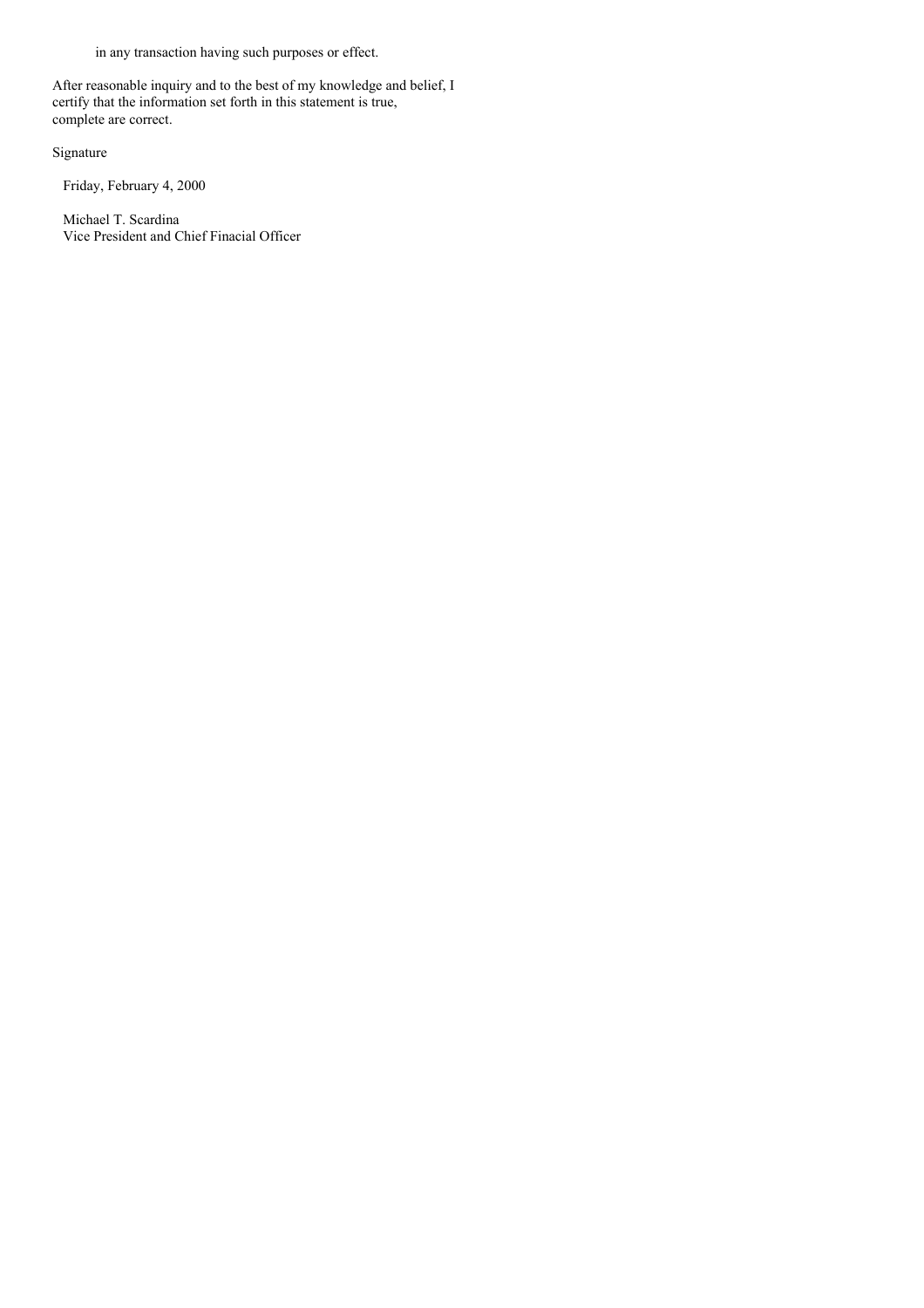in any transaction having such purposes or effect.

After reasonable inquiry and to the best of my knowledge and belief, I certify that the information set forth in this statement is true, complete are correct.

Signature

Friday, February 4, 2000

Michael T. Scardina
Vice President and Chief Finacial Officer